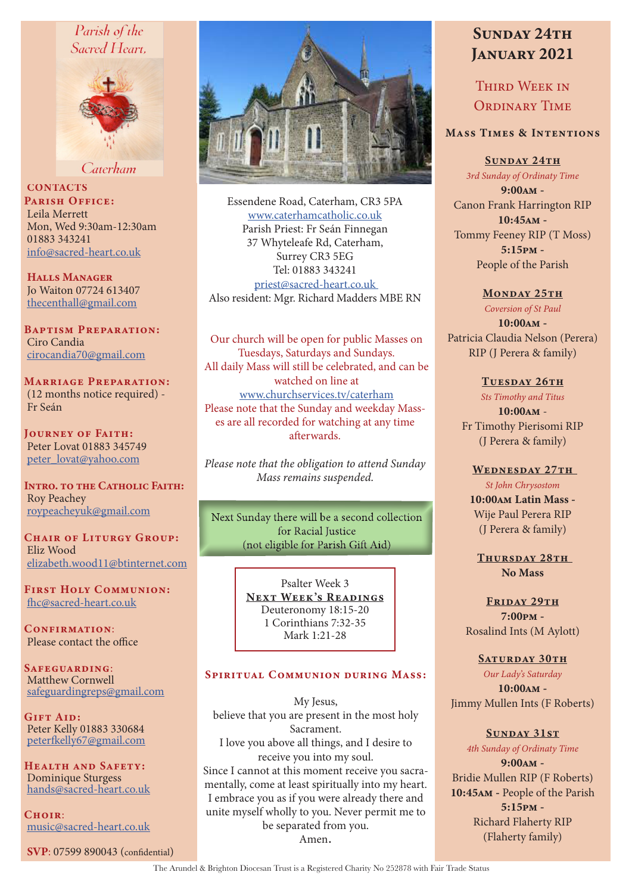# Parish of the Sacred Heart, Caterham

## CONTACTS

**Parish Office:**
Leila Merrett
Mon, Wed 9:30am-12:30am
01883 343241
info@sacred-heart.co.uk

**Halls Manager**
Jo Waiton 07724 613407
thecenthall@gmail.com

**Baptism Preparation:**
Ciro Candia
cirocandia70@gmail.com

**Marriage Preparation:**
(12 months notice required) - Fr Seán

**Journey of Faith:**
Peter Lovat 01883 345749
peter_lovat@yahoo.com

**Intro. to the Catholic Faith:**
Roy Peachey
roypeacheyuk@gmail.com

**Chair of Liturgy Group:**
Eliz Wood
elizabeth.wood11@btinternet.com

**First Holy Communion:**
fhc@sacred-heart.co.uk

**Confirmation:**
Please contact the office

**Safeguarding:**
Matthew Cornwell
safeguardingreps@gmail.com

**Gift Aid:**
Peter Kelly 01883 330684
peterfkelly67@gmail.com

**Health and Safety:**
Dominique Sturgess
hands@sacred-heart.co.uk

**Choir:**
music@sacred-heart.co.uk

**SVP**: 07599 890043 (confidential)

---

Essendene Road, Caterham, CR3 5PA
www.caterhamcatholic.co.uk
Parish Priest: Fr Seán Finnegan
37 Whyteleafe Rd, Caterham,
Surrey CR3 5EG
Tel: 01883 343241
priest@sacred-heart.co.uk
Also resident: Mgr. Richard Madders MBE RN

Our church will be open for public Masses on Tuesdays, Saturdays and Sundays.
All daily Mass will still be celebrated, and can be watched on line at
www.churchservices.tv/caterham
Please note that the Sunday and weekday Masses are all recorded for watching at any time afterwards.

*Please note that the obligation to attend Sunday Mass remains suspended.*

Next Sunday there will be a second collection for Racial Justice
(not eligible for Parish Gift Aid)

Psalter Week 3
**Next Week's Readings**
Deuteronomy 18:15-20
1 Corinthians 7:32-35
Mark 1:21-28

### Spiritual Communion during Mass:

My Jesus,
believe that you are present in the most holy Sacrament.
I love you above all things, and I desire to receive you into my soul.
Since I cannot at this moment receive you sacramentally, come at least spiritually into my heart.
I embrace you as if you were already there and unite myself wholly to you. Never permit me to be separated from you.
Amen.

---

# Sunday 24th January 2021

## Third Week in Ordinary Time

### Mass Times & Intentions

**Sunday 24th**
*3rd Sunday of Ordinary Time*
**9:00am** -
Canon Frank Harrington RIP
**10:45am** -
Tommy Feeney RIP (T Moss)
**5:15pm** -
People of the Parish

**Monday 25th**
*Coversion of St Paul*
**10:00am** -
Patricia Claudia Nelson (Perera) RIP (J Perera & family)

**Tuesday 26th**
*Sts Timothy and Titus*
**10:00am** -
Fr Timothy Pierisomi RIP
(J Perera & family)

**Wednesday 27th**
*St John Chrysostom*
**10:00am Latin Mass** -
Wije Paul Perera RIP
(J Perera & family)

**Thursday 28th**
**No Mass**

**Friday 29th**
**7:00pm** -
Rosalind Ints (M Aylott)

**Saturday 30th**
*Our Lady's Saturday*
**10:00am** -
Jimmy Mullen Ints (F Roberts)

**Sunday 31st**
*4th Sunday of Ordinary Time*
**9:00am** -
Bridie Mullen RIP (F Roberts)
**10:45am** - People of the Parish
**5:15pm** -
Richard Flaherty RIP
(Flaherty family)

The Arundel & Brighton Diocesan Trust is a Registered Charity No 252878 with Fair Trade Status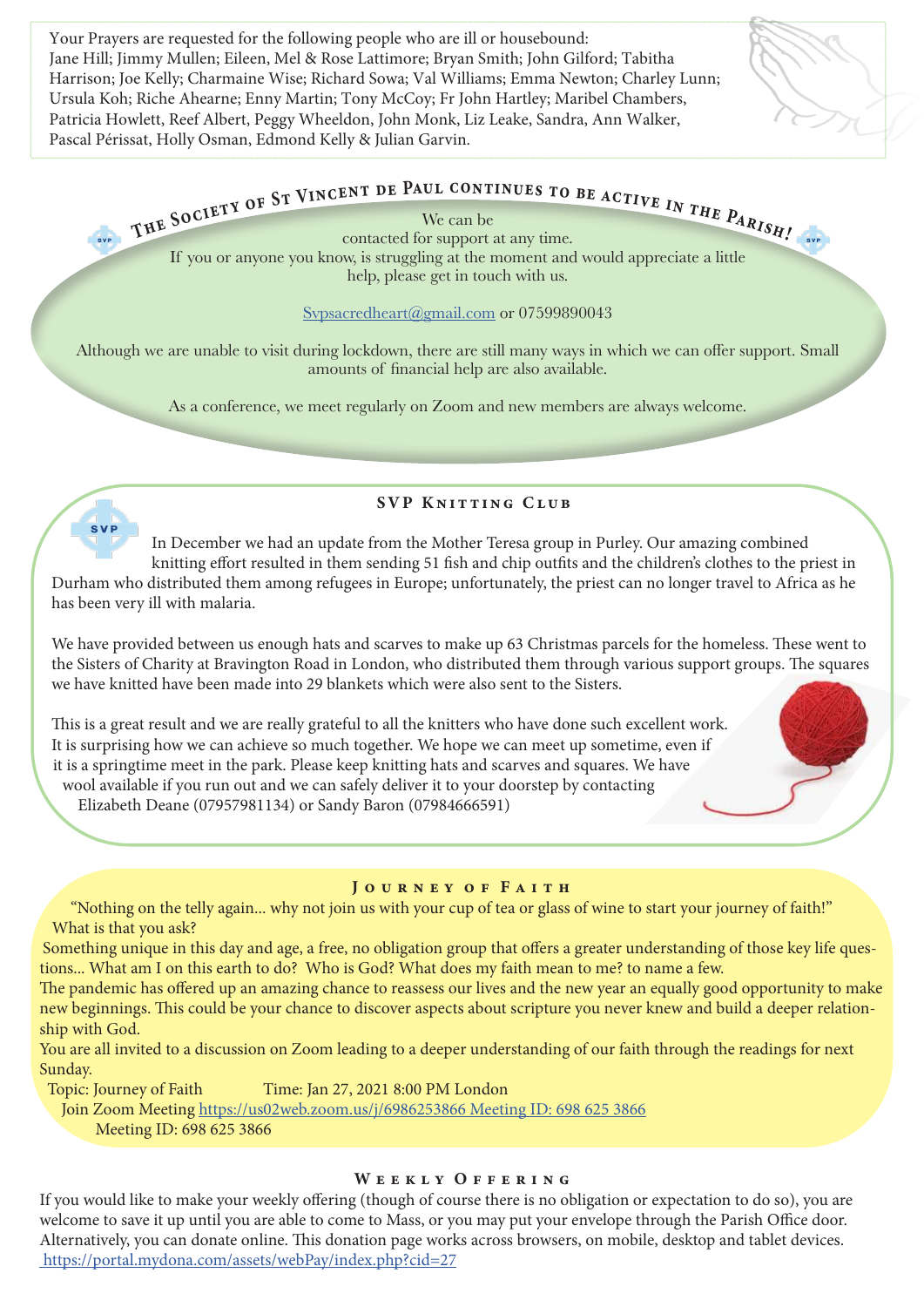Your Prayers are requested for the following people who are ill or housebound: Jane Hill; Jimmy Mullen; Eileen, Mel & Rose Lattimore; Bryan Smith; John Gilford; Tabitha Harrison; Joe Kelly; Charmaine Wise; Richard Sowa; Val Williams; Emma Newton; Charley Lunn; Ursula Koh; Riche Ahearne; Enny Martin; Tony McCoy; Fr John Hartley; Maribel Chambers, Patricia Howlett, Reef Albert, Peggy Wheeldon, John Monk, Liz Leake, Sandra, Ann Walker, Pascal Périssat, Holly Osman, Edmond Kelly & Julian Garvin.

## The Society of St Vincent de Paul continues to be active in the Parish!

We can be contacted for support at any time.

If you or anyone you know, is struggling at the moment and would appreciate a little help, please get in touch with us.

Svpsacredheart@gmail.com or 07599890043

Although we are unable to visit during lockdown, there are still many ways in which we can offer support. Small amounts of financial help are also available.

As a conference, we meet regularly on Zoom and new members are always welcome.

## SVP Knitting Club

In December we had an update from the Mother Teresa group in Purley. Our amazing combined knitting effort resulted in them sending 51 fish and chip outfits and the children's clothes to the priest in Durham who distributed them among refugees in Europe; unfortunately, the priest can no longer travel to Africa as he has been very ill with malaria.

We have provided between us enough hats and scarves to make up 63 Christmas parcels for the homeless. These went to the Sisters of Charity at Bravington Road in London, who distributed them through various support groups. The squares we have knitted have been made into 29 blankets which were also sent to the Sisters.

This is a great result and we are really grateful to all the knitters who have done such excellent work. It is surprising how we can achieve so much together. We hope we can meet up sometime, even if it is a springtime meet in the park. Please keep knitting hats and scarves and squares. We have wool available if you run out and we can safely deliver it to your doorstep by contacting Elizabeth Deane (07957981134) or Sandy Baron (07984666591)

## Journey of Faith

"Nothing on the telly again... why not join us with your cup of tea or glass of wine to start your journey of faith!" What is that you ask?

Something unique in this day and age, a free, no obligation group that offers a greater understanding of those key life questions... What am I on this earth to do? Who is God? What does my faith mean to me? to name a few.

The pandemic has offered up an amazing chance to reassess our lives and the new year an equally good opportunity to make new beginnings. This could be your chance to discover aspects about scripture you never knew and build a deeper relationship with God.

You are all invited to a discussion on Zoom leading to a deeper understanding of our faith through the readings for next Sunday.

Topic: Journey of Faith Time: Jan 27, 2021 8:00 PM London

Join Zoom Meeting https://us02web.zoom.us/j/6986253866 Meeting ID: 698 625 3866

Meeting ID: 698 625 3866

## Weekly Offering

If you would like to make your weekly offering (though of course there is no obligation or expectation to do so), you are welcome to save it up until you are able to come to Mass, or you may put your envelope through the Parish Office door. Alternatively, you can donate online. This donation page works across browsers, on mobile, desktop and tablet devices.

https://portal.mydona.com/assets/webPay/index.php?cid=27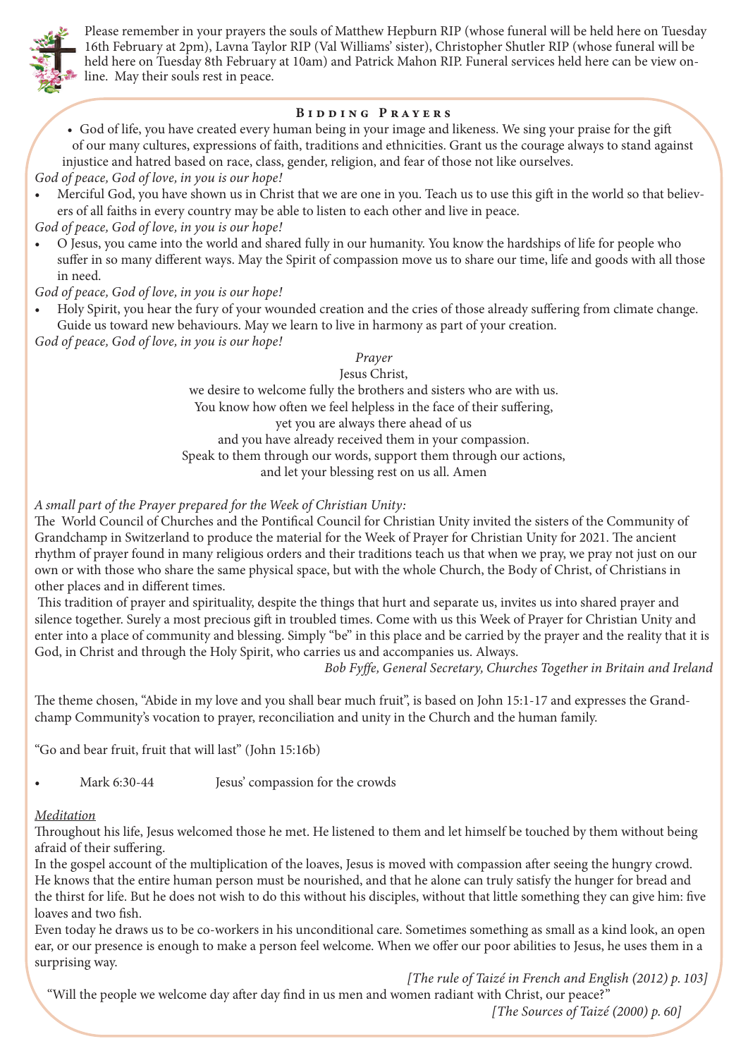Please remember in your prayers the souls of Matthew Hepburn RIP (whose funeral will be held here on Tuesday 16th February at 2pm), Lavna Taylor RIP (Val Williams' sister), Christopher Shutler RIP (whose funeral will be held here on Tuesday 8th February at 10am) and Patrick Mahon RIP. Funeral services held here can be view on-line. May their souls rest in peace.

## Bidding Prayers

- God of life, you have created every human being in your image and likeness. We sing your praise for the gift of our many cultures, expressions of faith, traditions and ethnicities. Grant us the courage always to stand against injustice and hatred based on race, class, gender, religion, and fear of those not like ourselves.

*God of peace, God of love, in you is our hope!*

- Merciful God, you have shown us in Christ that we are one in you. Teach us to use this gift in the world so that believers of all faiths in every country may be able to listen to each other and live in peace.

*God of peace, God of love, in you is our hope!*

- O Jesus, you came into the world and shared fully in our humanity. You know the hardships of life for people who suffer in so many different ways. May the Spirit of compassion move us to share our time, life and goods with all those in need.

*God of peace, God of love, in you is our hope!*

- Holy Spirit, you hear the fury of your wounded creation and the cries of those already suffering from climate change. Guide us toward new behaviours. May we learn to live in harmony as part of your creation.

*God of peace, God of love, in you is our hope!*

*Prayer*

Jesus Christ,
we desire to welcome fully the brothers and sisters who are with us.
You know how often we feel helpless in the face of their suffering,
yet you are always there ahead of us
and you have already received them in your compassion.
Speak to them through our words, support them through our actions,
and let your blessing rest on us all. Amen

*A small part of the Prayer prepared for the Week of Christian Unity:*

The World Council of Churches and the Pontifical Council for Christian Unity invited the sisters of the Community of Grandchamp in Switzerland to produce the material for the Week of Prayer for Christian Unity for 2021. The ancient rhythm of prayer found in many religious orders and their traditions teach us that when we pray, we pray not just on our own or with those who share the same physical space, but with the whole Church, the Body of Christ, of Christians in other places and in different times.

This tradition of prayer and spirituality, despite the things that hurt and separate us, invites us into shared prayer and silence together. Surely a most precious gift in troubled times. Come with us this Week of Prayer for Christian Unity and enter into a place of community and blessing. Simply "be" in this place and be carried by the prayer and the reality that it is God, in Christ and through the Holy Spirit, who carries us and accompanies us. Always.

*Bob Fyffe, General Secretary, Churches Together in Britain and Ireland*

The theme chosen, "Abide in my love and you shall bear much fruit", is based on John 15:1-17 and expresses the Grandchamp Community's vocation to prayer, reconciliation and unity in the Church and the human family.

"Go and bear fruit, fruit that will last" (John 15:16b)

- Mark 6:30-44 Jesus' compassion for the crowds

<u>Meditation</u>

Throughout his life, Jesus welcomed those he met. He listened to them and let himself be touched by them without being afraid of their suffering.

In the gospel account of the multiplication of the loaves, Jesus is moved with compassion after seeing the hungry crowd. He knows that the entire human person must be nourished, and that he alone can truly satisfy the hunger for bread and the thirst for life. But he does not wish to do this without his disciples, without that little something they can give him: five loaves and two fish.

Even today he draws us to be co-workers in his unconditional care. Sometimes something as small as a kind look, an open ear, or our presence is enough to make a person feel welcome. When we offer our poor abilities to Jesus, he uses them in a surprising way.

*[The rule of Taizé in French and English (2012) p. 103]*

"Will the people we welcome day after day find in us men and women radiant with Christ, our peace?"

*[The Sources of Taizé (2000) p. 60]*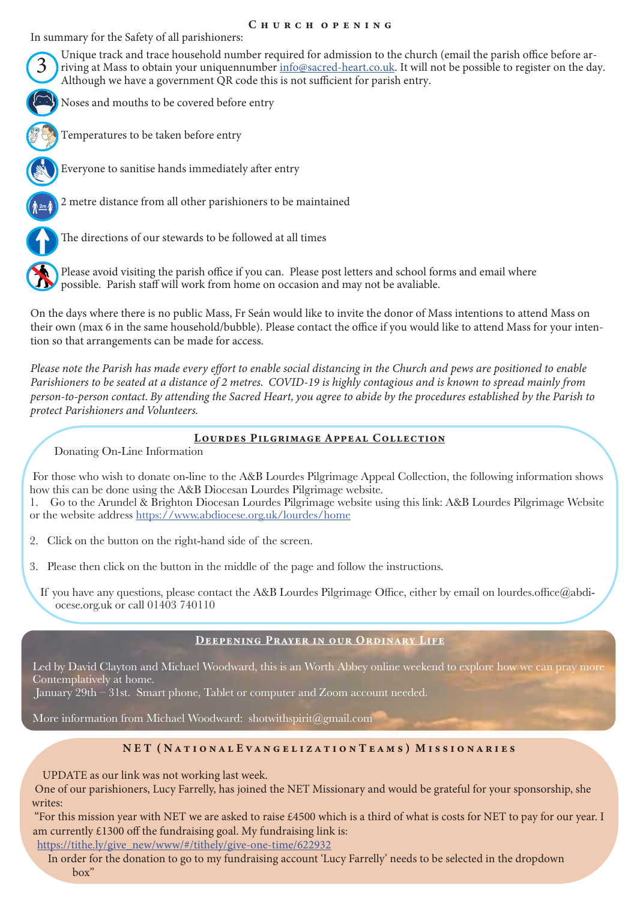## Church opening

In summary for the Safety of all parishioners:

- Unique track and trace household number required for admission to the church (email the parish office before arriving at Mass to obtain your uniquenumber info@sacred-heart.co.uk. It will not be possible to register on the day. Although we have a government QR code this is not sufficient for parish entry.
- Noses and mouths to be covered before entry
- Temperatures to be taken before entry
- Everyone to sanitise hands immediately after entry
- 2 metre distance from all other parishioners to be maintained
- The directions of our stewards to be followed at all times
- Please avoid visiting the parish office if you can. Please post letters and school forms and email where possible. Parish staff will work from home on occasion and may not be avaliable.

On the days where there is no public Mass, Fr Seán would like to invite the donor of Mass intentions to attend Mass on their own (max 6 in the same household/bubble). Please contact the office if you would like to attend Mass for your intention so that arrangements can be made for access.

*Please note the Parish has made every effort to enable social distancing in the Church and pews are positioned to enable Parishioners to be seated at a distance of 2 metres. COVID-19 is highly contagious and is known to spread mainly from person-to-person contact. By attending the Sacred Heart, you agree to abide by the procedures established by the Parish to protect Parishioners and Volunteers.*

## Lourdes Pilgrimage Appeal Collection

Donating On-Line Information

For those who wish to donate on-line to the A&B Lourdes Pilgrimage Appeal Collection, the following information shows how this can be done using the A&B Diocesan Lourdes Pilgrimage website.

1. Go to the Arundel & Brighton Diocesan Lourdes Pilgrimage website using this link: A&B Lourdes Pilgrimage Website or the website address https://www.abdiocese.org.uk/lourdes/home

2. Click on the button on the right-hand side of the screen.

3. Please then click on the button in the middle of the page and follow the instructions.

If you have any questions, please contact the A&B Lourdes Pilgrimage Office, either by email on lourdes.office@abdiocese.org.uk or call 01403 740110

## Deepening Prayer in our Ordinary Life

Led by David Clayton and Michael Woodward, this is an Worth Abbey online weekend to explore how we can pray more Contemplatively at home.
January 29th – 31st. Smart phone, Tablet or computer and Zoom account needed.

More information from Michael Woodward: shotwithspirit@gmail.com

## NET (National Evangelization Teams) Missionaries

UPDATE as our link was not working last week.
One of our parishioners, Lucy Farrelly, has joined the NET Missionary and would be grateful for your sponsorship, she writes:
"For this mission year with NET we are asked to raise £4500 which is a third of what is costs for NET to pay for our year. I am currently £1300 off the fundraising goal. My fundraising link is:
https://tithe.ly/give_new/www/#/tithely/give-one-time/622932
In order for the donation to go to my fundraising account 'Lucy Farrelly' needs to be selected in the dropdown box"